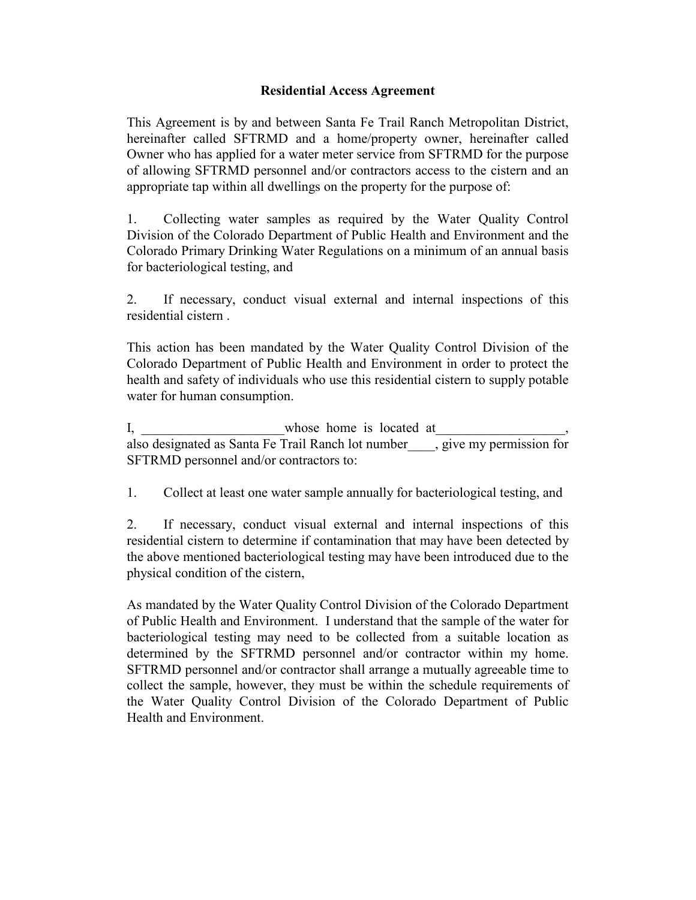**Residential Access Agreement**

This Agreement is by and between Santa Fe Trail Ranch Metropolitan District, hereinafter called SFTRMD and a home/property owner, hereinafter called Owner who has applied for a water meter service from SFTRMD for the purpose of allowing SFTRMD personnel and/or contractors access to the cistern and an appropriate tap within all dwellings on the property for the purpose of:

1. Collecting water samples as required by the Water Quality Control Division of the Colorado Department of Public Health and Environment and the Colorado Primary Drinking Water Regulations on a minimum of an annual basis for bacteriological testing, and

2. If necessary, conduct visual external and internal inspections of this residential cistern .

This action has been mandated by the Water Quality Control Division of the Colorado Department of Public Health and Environment in order to protect the health and safety of individuals who use this residential cistern to supply potable water for human consumption.

I, _____________________whose home is located at___________________, also designated as Santa Fe Trail Ranch lot number____, give my permission for SFTRMD personnel and/or contractors to:

1. Collect at least one water sample annually for bacteriological testing, and

2. If necessary, conduct visual external and internal inspections of this residential cistern to determine if contamination that may have been detected by the above mentioned bacteriological testing may have been introduced due to the physical condition of the cistern,

As mandated by the Water Quality Control Division of the Colorado Department of Public Health and Environment. I understand that the sample of the water for bacteriological testing may need to be collected from a suitable location as determined by the SFTRMD personnel and/or contractor within my home. SFTRMD personnel and/or contractor shall arrange a mutually agreeable time to collect the sample, however, they must be within the schedule requirements of the Water Quality Control Division of the Colorado Department of Public Health and Environment.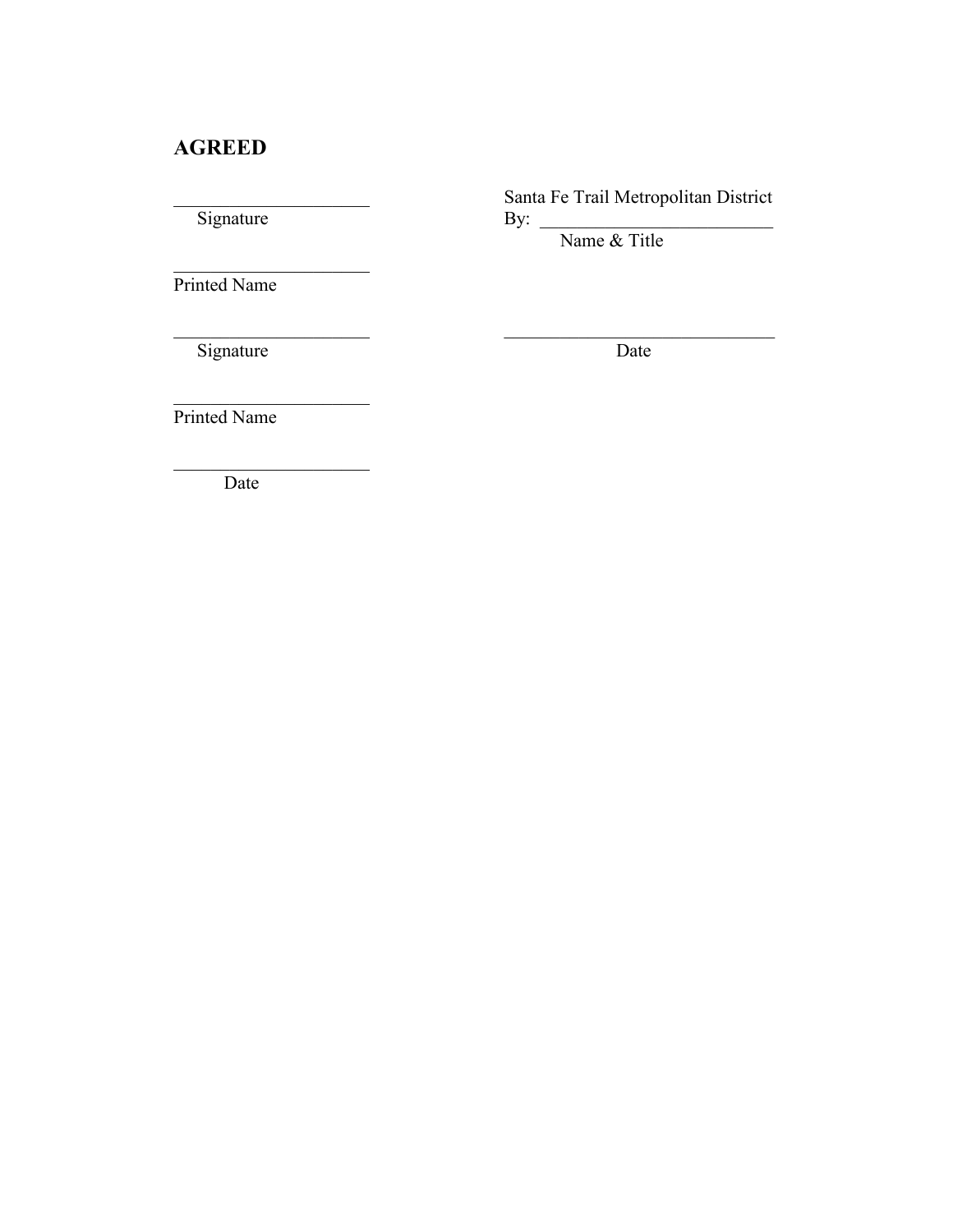**AGREED**

\_\_\_\_\_\_\_\_\_\_\_\_\_\_\_\_\_\_\_\_\_\_
Signature

\_\_\_\_\_\_\_\_\_\_\_\_\_\_\_\_\_\_\_\_\_\_
Printed Name

\_\_\_\_\_\_\_\_\_\_\_\_\_\_\_\_\_\_\_\_\_\_
Signature

\_\_\_\_\_\_\_\_\_\_\_\_\_\_\_\_\_\_\_\_\_\_
Printed Name

\_\_\_\_\_\_\_\_\_\_\_\_\_\_\_\_\_\_\_\_\_\_
Date

Santa Fe Trail Metropolitan District
By: \_\_\_\_\_\_\_\_\_\_\_\_\_\_\_\_\_\_\_\_\_\_\_\_\_\_
Name & Title

\_\_\_\_\_\_\_\_\_\_\_\_\_\_\_\_\_\_\_\_\_\_\_\_\_\_\_\_\_\_\_\_
Date